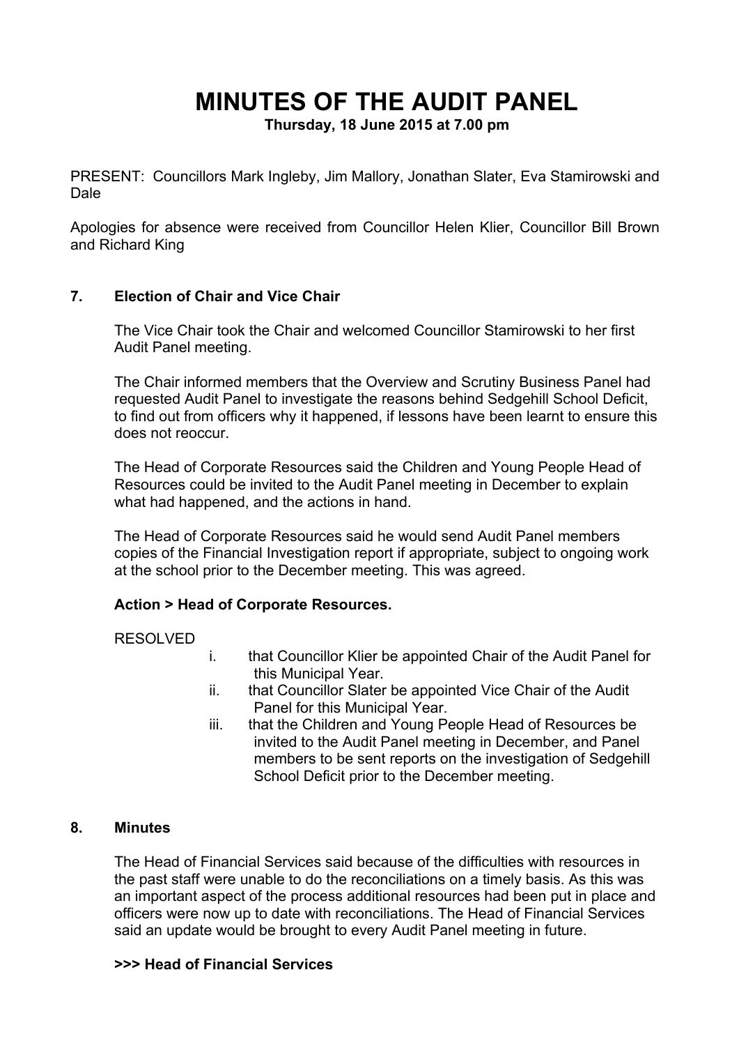# MINUTES OF THE AUDIT PANEL

**Thursday, 18 June 2015 at 7.00 pm**

PRESENT: Councillors Mark Ingleby, Jim Mallory, Jonathan Slater, Eva Stamirowski and Dale

Apologies for absence were received from Councillor Helen Klier, Councillor Bill Brown and Richard King

### 7. Election of Chair and Vice Chair

The Vice Chair took the Chair and welcomed Councillor Stamirowski to her first Audit Panel meeting.

The Chair informed members that the Overview and Scrutiny Business Panel had requested Audit Panel to investigate the reasons behind Sedgehill School Deficit, to find out from officers why it happened, if lessons have been learnt to ensure this does not reoccur.

The Head of Corporate Resources said the Children and Young People Head of Resources could be invited to the Audit Panel meeting in December to explain what had happened, and the actions in hand.

The Head of Corporate Resources said he would send Audit Panel members copies of the Financial Investigation report if appropriate, subject to ongoing work at the school prior to the December meeting. This was agreed.

**Action > Head of Corporate Resources.**

RESOLVED

- i. that Councillor Klier be appointed Chair of the Audit Panel for this Municipal Year.
- ii. that Councillor Slater be appointed Vice Chair of the Audit Panel for this Municipal Year.
- iii. that the Children and Young People Head of Resources be invited to the Audit Panel meeting in December, and Panel members to be sent reports on the investigation of Sedgehill School Deficit prior to the December meeting.

### 8. Minutes

The Head of Financial Services said because of the difficulties with resources in the past staff were unable to do the reconciliations on a timely basis. As this was an important aspect of the process additional resources had been put in place and officers were now up to date with reconciliations. The Head of Financial Services said an update would be brought to every Audit Panel meeting in future.

**>>> Head of Financial Services**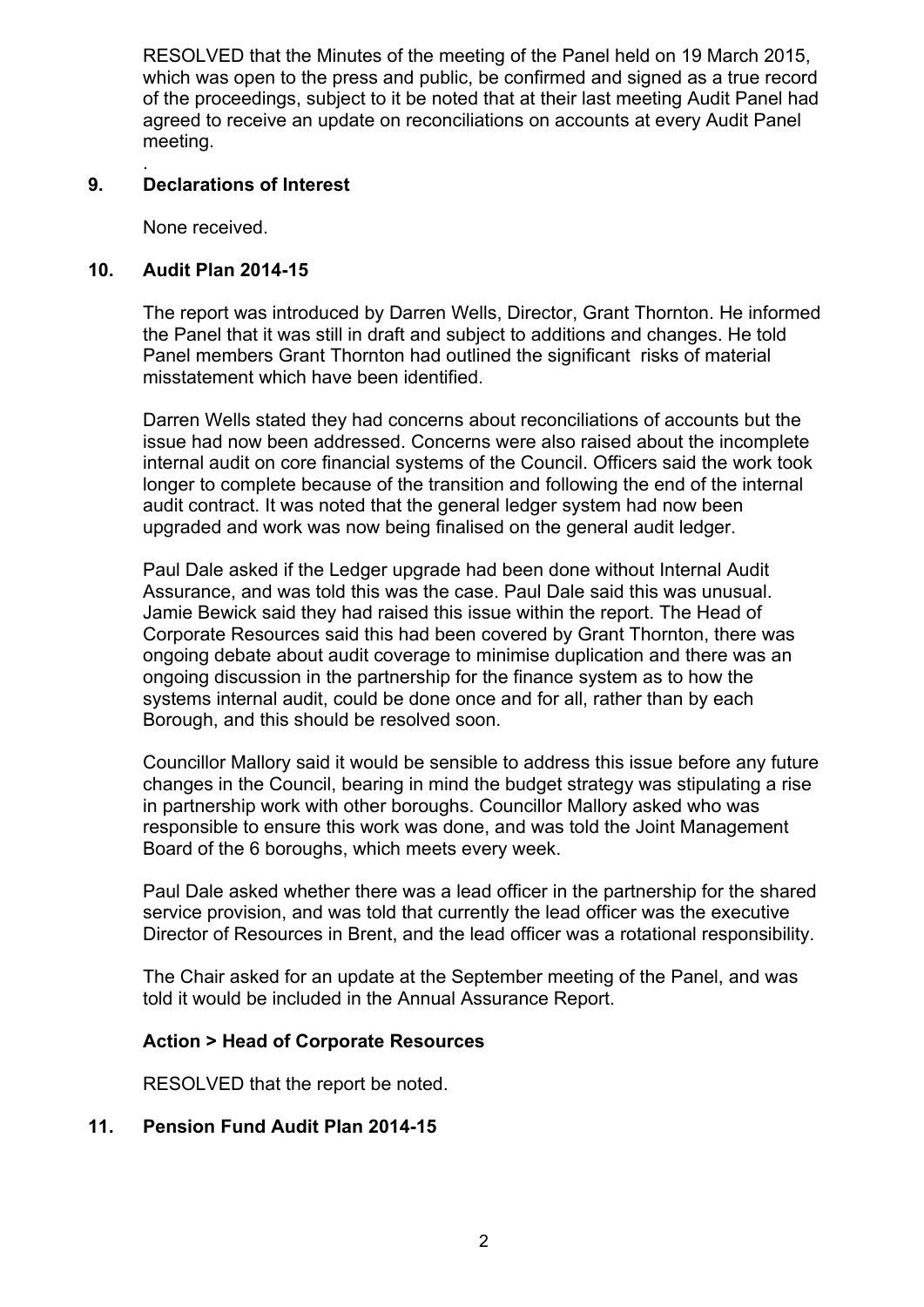RESOLVED that the Minutes of the meeting of the Panel held on 19 March 2015, which was open to the press and public, be confirmed and signed as a true record of the proceedings, subject to it be noted that at their last meeting Audit Panel had agreed to receive an update on reconciliations on accounts at every Audit Panel meeting.

.

## 9. Declarations of Interest

None received.

## 10. Audit Plan 2014-15

The report was introduced by Darren Wells, Director, Grant Thornton. He informed the Panel that it was still in draft and subject to additions and changes. He told Panel members Grant Thornton had outlined the significant risks of material misstatement which have been identified.

Darren Wells stated they had concerns about reconciliations of accounts but the issue had now been addressed. Concerns were also raised about the incomplete internal audit on core financial systems of the Council. Officers said the work took longer to complete because of the transition and following the end of the internal audit contract. It was noted that the general ledger system had now been upgraded and work was now being finalised on the general audit ledger.

Paul Dale asked if the Ledger upgrade had been done without Internal Audit Assurance, and was told this was the case. Paul Dale said this was unusual. Jamie Bewick said they had raised this issue within the report. The Head of Corporate Resources said this had been covered by Grant Thornton, there was ongoing debate about audit coverage to minimise duplication and there was an ongoing discussion in the partnership for the finance system as to how the systems internal audit, could be done once and for all, rather than by each Borough, and this should be resolved soon.

Councillor Mallory said it would be sensible to address this issue before any future changes in the Council, bearing in mind the budget strategy was stipulating a rise in partnership work with other boroughs. Councillor Mallory asked who was responsible to ensure this work was done, and was told the Joint Management Board of the 6 boroughs, which meets every week.

Paul Dale asked whether there was a lead officer in the partnership for the shared service provision, and was told that currently the lead officer was the executive Director of Resources in Brent, and the lead officer was a rotational responsibility.

The Chair asked for an update at the September meeting of the Panel, and was told it would be included in the Annual Assurance Report.

**Action > Head of Corporate Resources**

RESOLVED that the report be noted.

## 11. Pension Fund Audit Plan 2014-15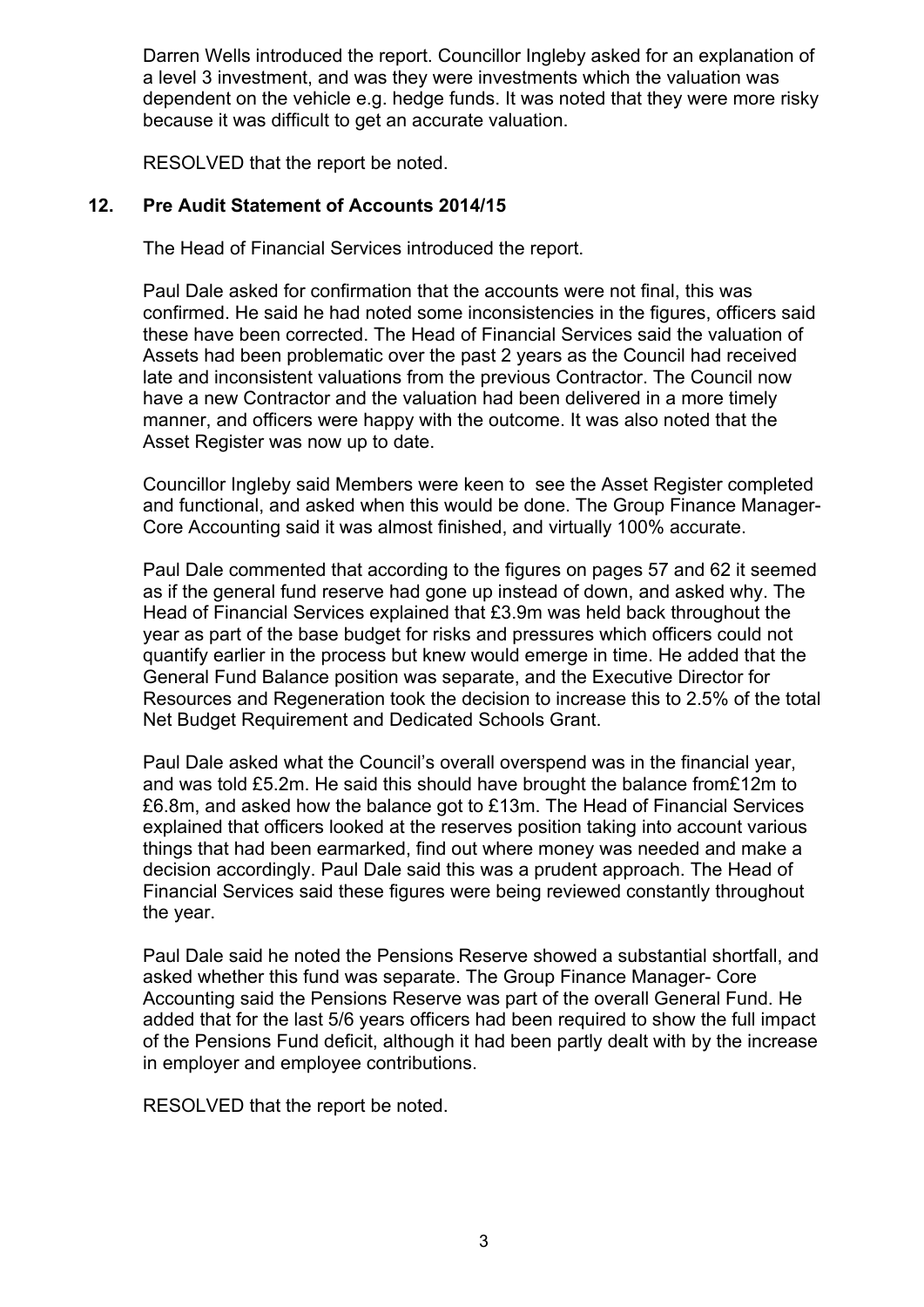Darren Wells introduced the report. Councillor Ingleby asked for an explanation of a level 3 investment, and was they were investments which the valuation was dependent on the vehicle e.g. hedge funds. It was noted that they were more risky because it was difficult to get an accurate valuation.

RESOLVED that the report be noted.

## 12. Pre Audit Statement of Accounts 2014/15

The Head of Financial Services introduced the report.

Paul Dale asked for confirmation that the accounts were not final, this was confirmed. He said he had noted some inconsistencies in the figures, officers said these have been corrected. The Head of Financial Services said the valuation of Assets had been problematic over the past 2 years as the Council had received late and inconsistent valuations from the previous Contractor. The Council now have a new Contractor and the valuation had been delivered in a more timely manner, and officers were happy with the outcome. It was also noted that the Asset Register was now up to date.

Councillor Ingleby said Members were keen to see the Asset Register completed and functional, and asked when this would be done. The Group Finance Manager- Core Accounting said it was almost finished, and virtually 100% accurate.

Paul Dale commented that according to the figures on pages 57 and 62 it seemed as if the general fund reserve had gone up instead of down, and asked why. The Head of Financial Services explained that £3.9m was held back throughout the year as part of the base budget for risks and pressures which officers could not quantify earlier in the process but knew would emerge in time. He added that the General Fund Balance position was separate, and the Executive Director for Resources and Regeneration took the decision to increase this to 2.5% of the total Net Budget Requirement and Dedicated Schools Grant.

Paul Dale asked what the Council's overall overspend was in the financial year, and was told £5.2m. He said this should have brought the balance from£12m to £6.8m, and asked how the balance got to £13m. The Head of Financial Services explained that officers looked at the reserves position taking into account various things that had been earmarked, find out where money was needed and make a decision accordingly. Paul Dale said this was a prudent approach. The Head of Financial Services said these figures were being reviewed constantly throughout the year.

Paul Dale said he noted the Pensions Reserve showed a substantial shortfall, and asked whether this fund was separate. The Group Finance Manager- Core Accounting said the Pensions Reserve was part of the overall General Fund. He added that for the last 5/6 years officers had been required to show the full impact of the Pensions Fund deficit, although it had been partly dealt with by the increase in employer and employee contributions.

RESOLVED that the report be noted.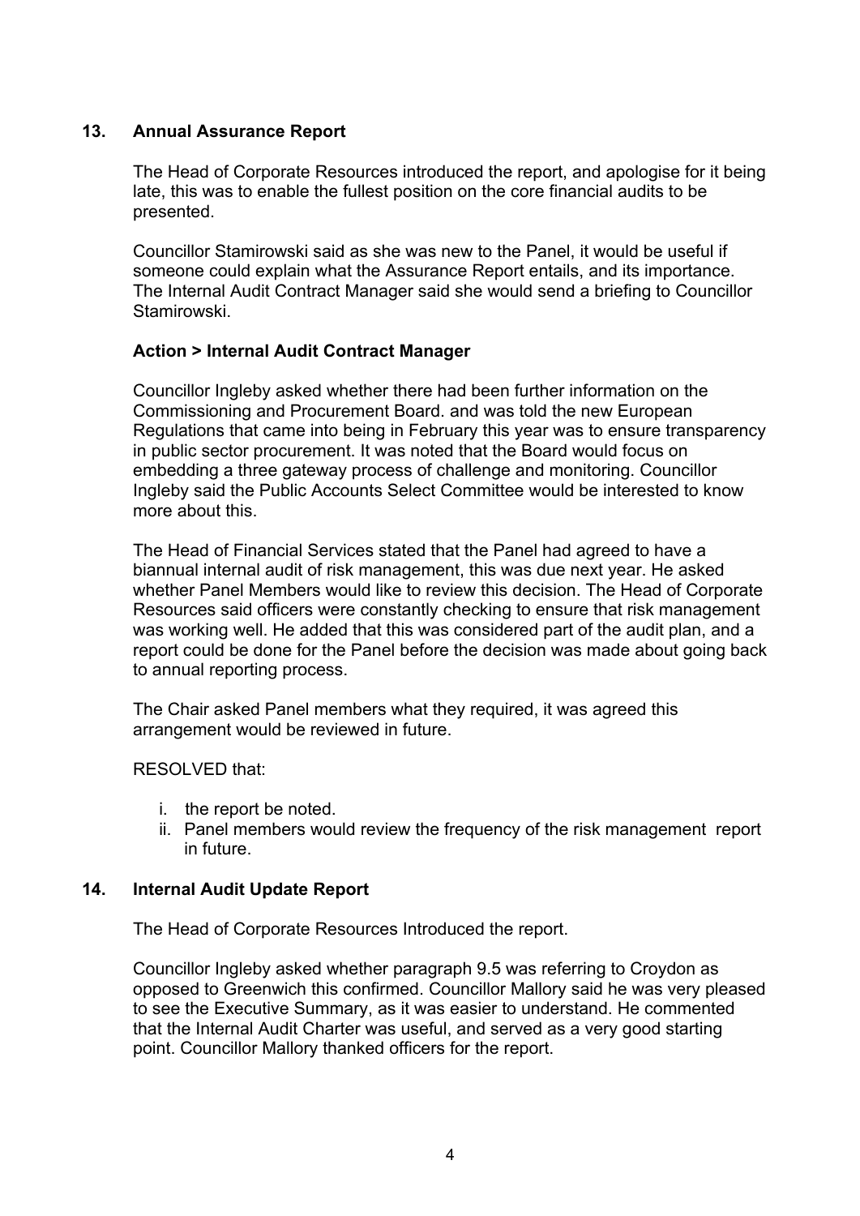## 13. Annual Assurance Report

The Head of Corporate Resources introduced the report, and apologise for it being late, this was to enable the fullest position on the core financial audits to be presented.

Councillor Stamirowski said as she was new to the Panel, it would be useful if someone could explain what the Assurance Report entails, and its importance. The Internal Audit Contract Manager said she would send a briefing to Councillor Stamirowski.

**Action > Internal Audit Contract Manager**

Councillor Ingleby asked whether there had been further information on the Commissioning and Procurement Board. and was told the new European Regulations that came into being in February this year was to ensure transparency in public sector procurement. It was noted that the Board would focus on embedding a three gateway process of challenge and monitoring. Councillor Ingleby said the Public Accounts Select Committee would be interested to know more about this.

The Head of Financial Services stated that the Panel had agreed to have a biannual internal audit of risk management, this was due next year. He asked whether Panel Members would like to review this decision. The Head of Corporate Resources said officers were constantly checking to ensure that risk management was working well. He added that this was considered part of the audit plan, and a report could be done for the Panel before the decision was made about going back to annual reporting process.

The Chair asked Panel members what they required, it was agreed this arrangement would be reviewed in future.

RESOLVED that:

i. the report be noted.
ii. Panel members would review the frequency of the risk management report in future.

## 14. Internal Audit Update Report

The Head of Corporate Resources Introduced the report.

Councillor Ingleby asked whether paragraph 9.5 was referring to Croydon as opposed to Greenwich this confirmed. Councillor Mallory said he was very pleased to see the Executive Summary, as it was easier to understand. He commented that the Internal Audit Charter was useful, and served as a very good starting point. Councillor Mallory thanked officers for the report.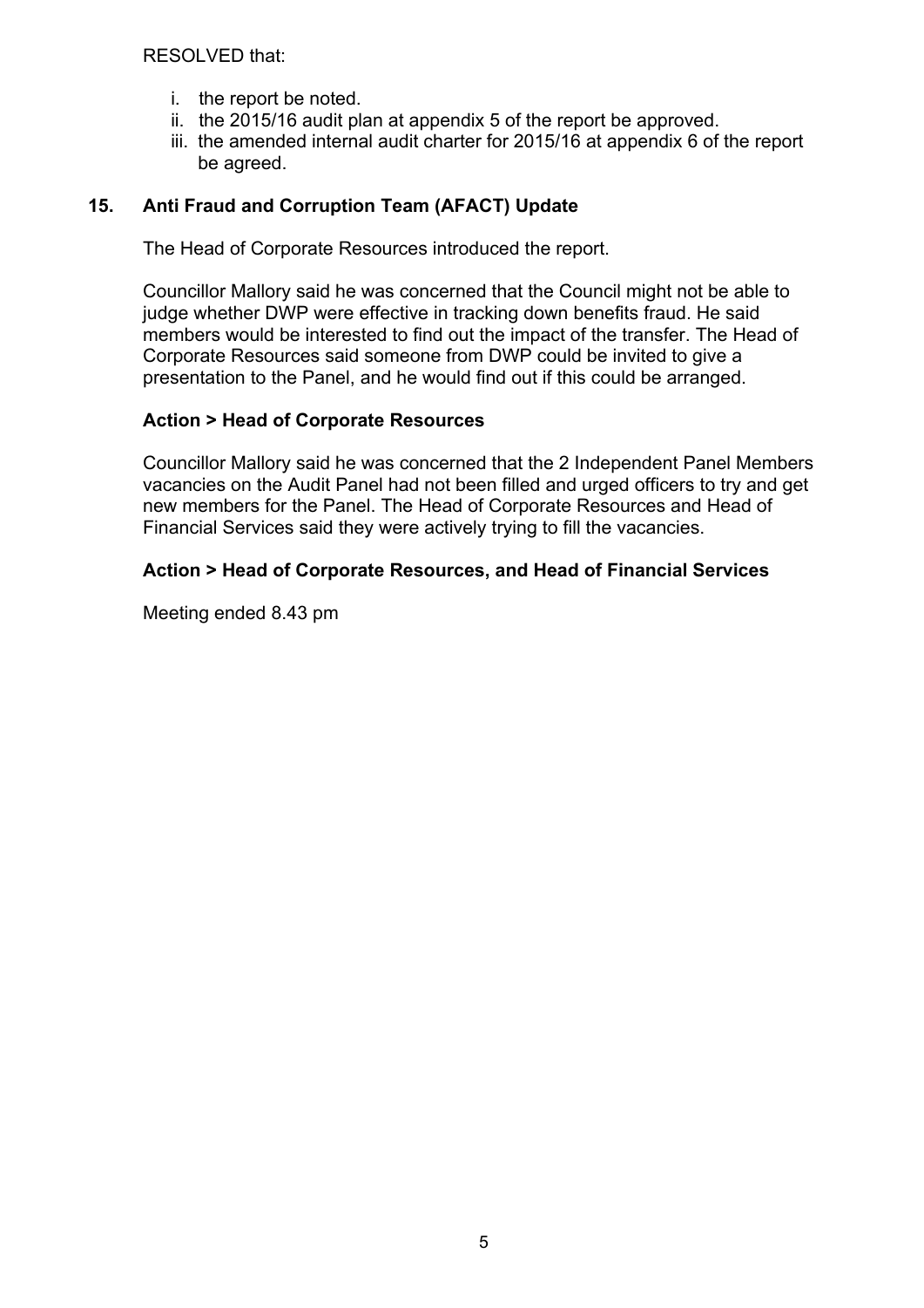RESOLVED that:

i. the report be noted.
ii. the 2015/16 audit plan at appendix 5 of the report be approved.
iii. the amended internal audit charter for 2015/16 at appendix 6 of the report be agreed.

## 15. Anti Fraud and Corruption Team (AFACT) Update

The Head of Corporate Resources introduced the report.

Councillor Mallory said he was concerned that the Council might not be able to judge whether DWP were effective in tracking down benefits fraud. He said members would be interested to find out the impact of the transfer. The Head of Corporate Resources said someone from DWP could be invited to give a presentation to the Panel, and he would find out if this could be arranged.

**Action > Head of Corporate Resources**

Councillor Mallory said he was concerned that the 2 Independent Panel Members vacancies on the Audit Panel had not been filled and urged officers to try and get new members for the Panel. The Head of Corporate Resources and Head of Financial Services said they were actively trying to fill the vacancies.

**Action > Head of Corporate Resources, and Head of Financial Services**

Meeting ended 8.43 pm